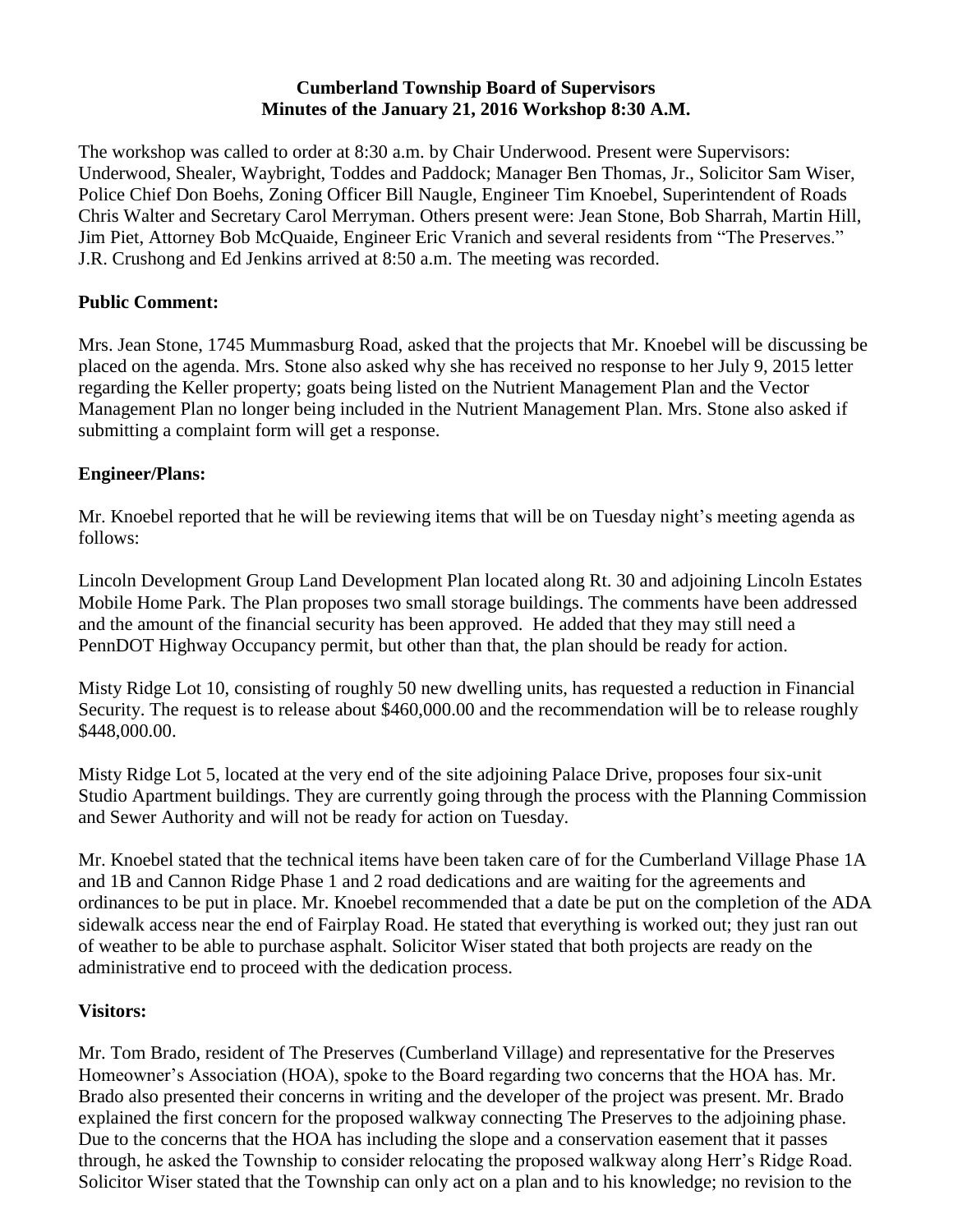# Cumberland Township Board of Supervisors
## Minutes of the January 21, 2016 Workshop 8:30 A.M.

The workshop was called to order at 8:30 a.m. by Chair Underwood. Present were Supervisors: Underwood, Shealer, Waybright, Toddes and Paddock; Manager Ben Thomas, Jr., Solicitor Sam Wiser, Police Chief Don Boehs, Zoning Officer Bill Naugle, Engineer Tim Knoebel, Superintendent of Roads Chris Walter and Secretary Carol Merryman. Others present were: Jean Stone, Bob Sharrah, Martin Hill, Jim Piet, Attorney Bob McQuaide, Engineer Eric Vranich and several residents from "The Preserves." J.R. Crushong and Ed Jenkins arrived at 8:50 a.m. The meeting was recorded.

**Public Comment:**

Mrs. Jean Stone, 1745 Mummasburg Road, asked that the projects that Mr. Knoebel will be discussing be placed on the agenda. Mrs. Stone also asked why she has received no response to her July 9, 2015 letter regarding the Keller property; goats being listed on the Nutrient Management Plan and the Vector Management Plan no longer being included in the Nutrient Management Plan. Mrs. Stone also asked if submitting a complaint form will get a response.

**Engineer/Plans:**

Mr. Knoebel reported that he will be reviewing items that will be on Tuesday night's meeting agenda as follows:

Lincoln Development Group Land Development Plan located along Rt. 30 and adjoining Lincoln Estates Mobile Home Park. The Plan proposes two small storage buildings. The comments have been addressed and the amount of the financial security has been approved. He added that they may still need a PennDOT Highway Occupancy permit, but other than that, the plan should be ready for action.

Misty Ridge Lot 10, consisting of roughly 50 new dwelling units, has requested a reduction in Financial Security. The request is to release about $460,000.00 and the recommendation will be to release roughly $448,000.00.

Misty Ridge Lot 5, located at the very end of the site adjoining Palace Drive, proposes four six-unit Studio Apartment buildings. They are currently going through the process with the Planning Commission and Sewer Authority and will not be ready for action on Tuesday.

Mr. Knoebel stated that the technical items have been taken care of for the Cumberland Village Phase 1A and 1B and Cannon Ridge Phase 1 and 2 road dedications and are waiting for the agreements and ordinances to be put in place. Mr. Knoebel recommended that a date be put on the completion of the ADA sidewalk access near the end of Fairplay Road. He stated that everything is worked out; they just ran out of weather to be able to purchase asphalt. Solicitor Wiser stated that both projects are ready on the administrative end to proceed with the dedication process.

**Visitors:**

Mr. Tom Brado, resident of The Preserves (Cumberland Village) and representative for the Preserves Homeowner's Association (HOA), spoke to the Board regarding two concerns that the HOA has. Mr. Brado also presented their concerns in writing and the developer of the project was present. Mr. Brado explained the first concern for the proposed walkway connecting The Preserves to the adjoining phase. Due to the concerns that the HOA has including the slope and a conservation easement that it passes through, he asked the Township to consider relocating the proposed walkway along Herr's Ridge Road. Solicitor Wiser stated that the Township can only act on a plan and to his knowledge; no revision to the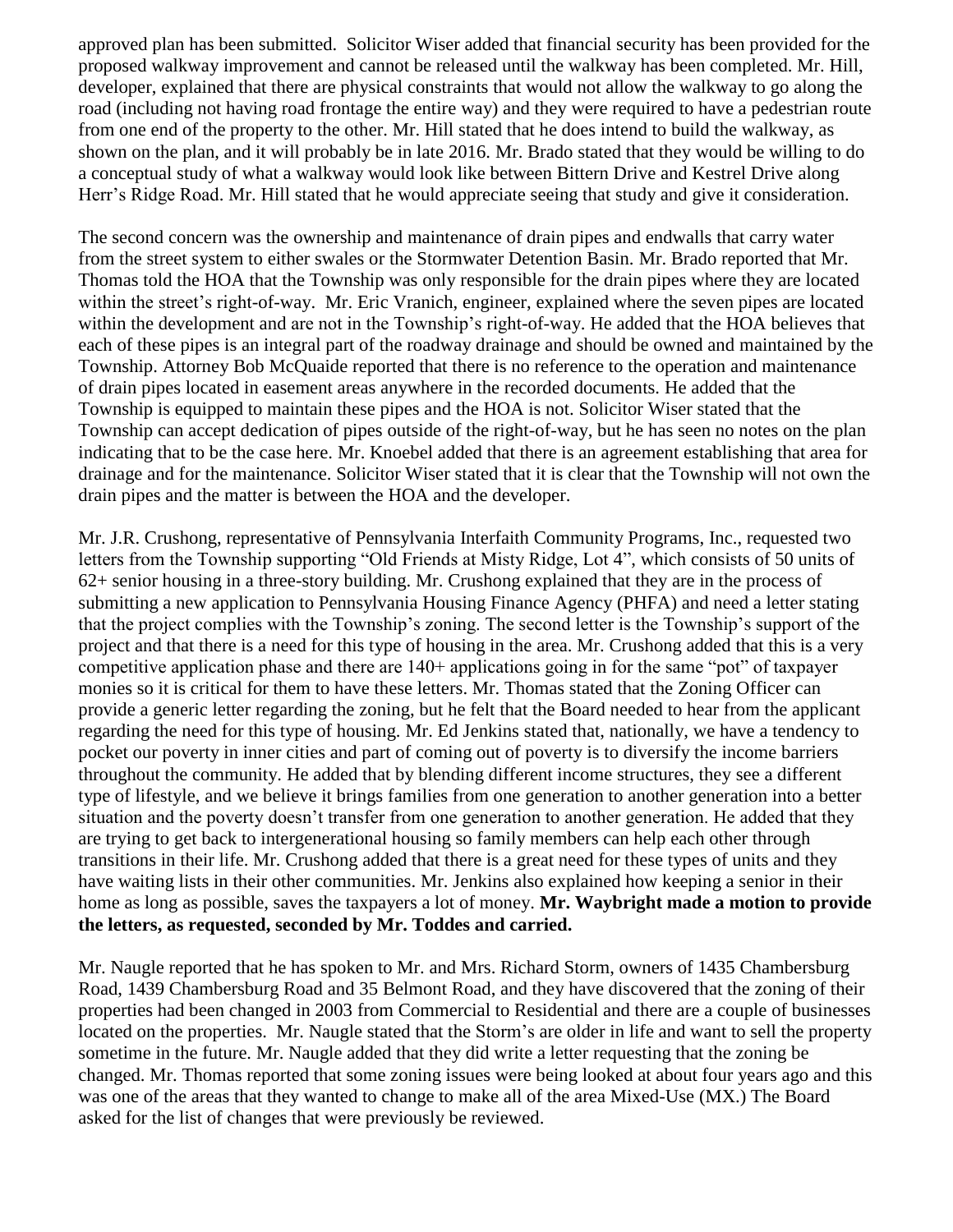approved plan has been submitted. Solicitor Wiser added that financial security has been provided for the proposed walkway improvement and cannot be released until the walkway has been completed. Mr. Hill, developer, explained that there are physical constraints that would not allow the walkway to go along the road (including not having road frontage the entire way) and they were required to have a pedestrian route from one end of the property to the other. Mr. Hill stated that he does intend to build the walkway, as shown on the plan, and it will probably be in late 2016. Mr. Brado stated that they would be willing to do a conceptual study of what a walkway would look like between Bittern Drive and Kestrel Drive along Herr's Ridge Road. Mr. Hill stated that he would appreciate seeing that study and give it consideration.

The second concern was the ownership and maintenance of drain pipes and endwalls that carry water from the street system to either swales or the Stormwater Detention Basin. Mr. Brado reported that Mr. Thomas told the HOA that the Township was only responsible for the drain pipes where they are located within the street's right-of-way. Mr. Eric Vranich, engineer, explained where the seven pipes are located within the development and are not in the Township's right-of-way. He added that the HOA believes that each of these pipes is an integral part of the roadway drainage and should be owned and maintained by the Township. Attorney Bob McQuaide reported that there is no reference to the operation and maintenance of drain pipes located in easement areas anywhere in the recorded documents. He added that the Township is equipped to maintain these pipes and the HOA is not. Solicitor Wiser stated that the Township can accept dedication of pipes outside of the right-of-way, but he has seen no notes on the plan indicating that to be the case here. Mr. Knoebel added that there is an agreement establishing that area for drainage and for the maintenance. Solicitor Wiser stated that it is clear that the Township will not own the drain pipes and the matter is between the HOA and the developer.

Mr. J.R. Crushong, representative of Pennsylvania Interfaith Community Programs, Inc., requested two letters from the Township supporting "Old Friends at Misty Ridge, Lot 4", which consists of 50 units of 62+ senior housing in a three-story building. Mr. Crushong explained that they are in the process of submitting a new application to Pennsylvania Housing Finance Agency (PHFA) and need a letter stating that the project complies with the Township's zoning. The second letter is the Township's support of the project and that there is a need for this type of housing in the area. Mr. Crushong added that this is a very competitive application phase and there are 140+ applications going in for the same "pot" of taxpayer monies so it is critical for them to have these letters. Mr. Thomas stated that the Zoning Officer can provide a generic letter regarding the zoning, but he felt that the Board needed to hear from the applicant regarding the need for this type of housing. Mr. Ed Jenkins stated that, nationally, we have a tendency to pocket our poverty in inner cities and part of coming out of poverty is to diversify the income barriers throughout the community. He added that by blending different income structures, they see a different type of lifestyle, and we believe it brings families from one generation to another generation into a better situation and the poverty doesn't transfer from one generation to another generation. He added that they are trying to get back to intergenerational housing so family members can help each other through transitions in their life. Mr. Crushong added that there is a great need for these types of units and they have waiting lists in their other communities. Mr. Jenkins also explained how keeping a senior in their home as long as possible, saves the taxpayers a lot of money. **Mr. Waybright made a motion to provide the letters, as requested, seconded by Mr. Toddes and carried.**

Mr. Naugle reported that he has spoken to Mr. and Mrs. Richard Storm, owners of 1435 Chambersburg Road, 1439 Chambersburg Road and 35 Belmont Road, and they have discovered that the zoning of their properties had been changed in 2003 from Commercial to Residential and there are a couple of businesses located on the properties. Mr. Naugle stated that the Storm's are older in life and want to sell the property sometime in the future. Mr. Naugle added that they did write a letter requesting that the zoning be changed. Mr. Thomas reported that some zoning issues were being looked at about four years ago and this was one of the areas that they wanted to change to make all of the area Mixed-Use (MX.) The Board asked for the list of changes that were previously be reviewed.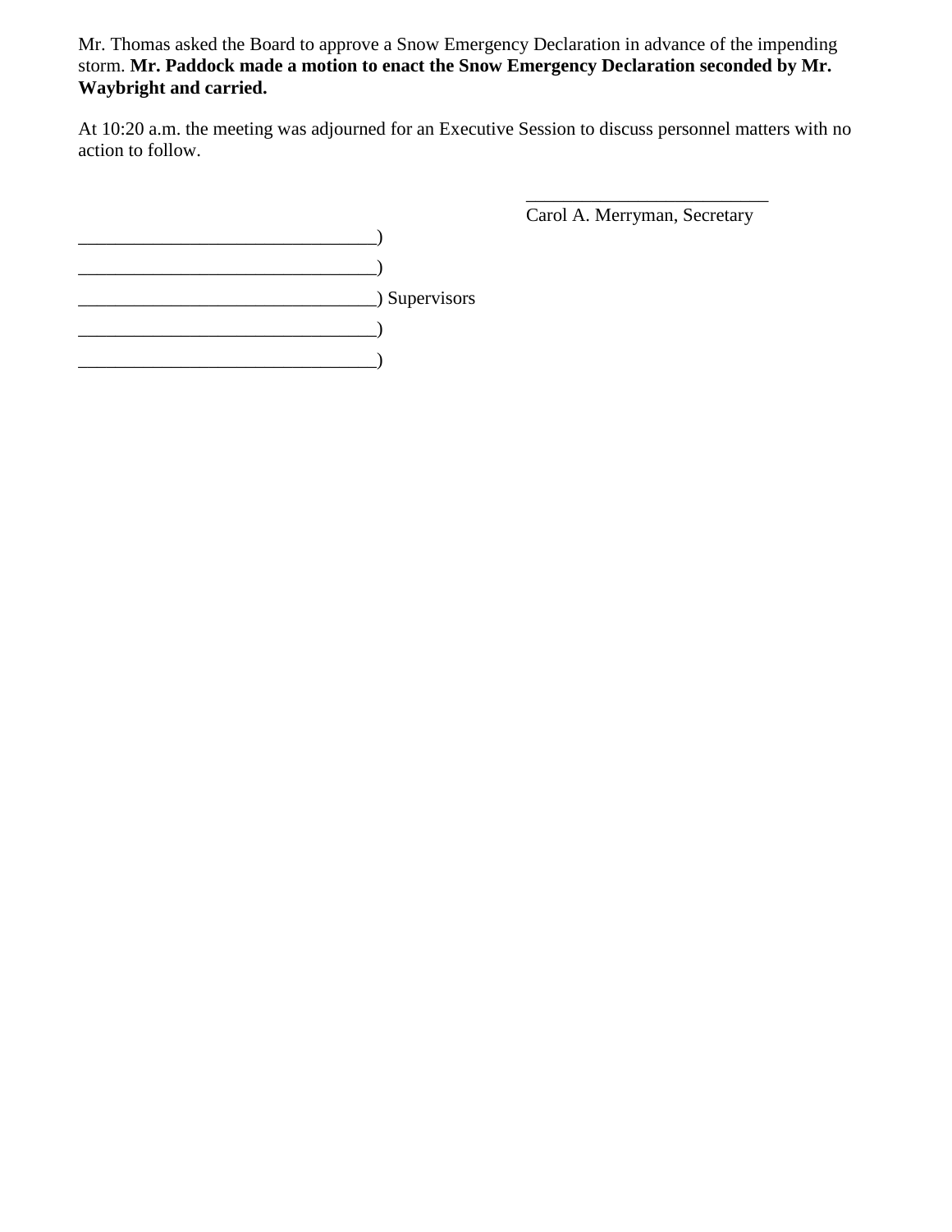Mr. Thomas asked the Board to approve a Snow Emergency Declaration in advance of the impending storm. **Mr. Paddock made a motion to enact the Snow Emergency Declaration seconded by Mr. Waybright and carried.**

At 10:20 a.m. the meeting was adjourned for an Executive Session to discuss personnel matters with no action to follow.

___________________________
Carol A. Merryman, Secretary

_________________________________)
_________________________________)
_________________________________) Supervisors
_________________________________)
_________________________________)